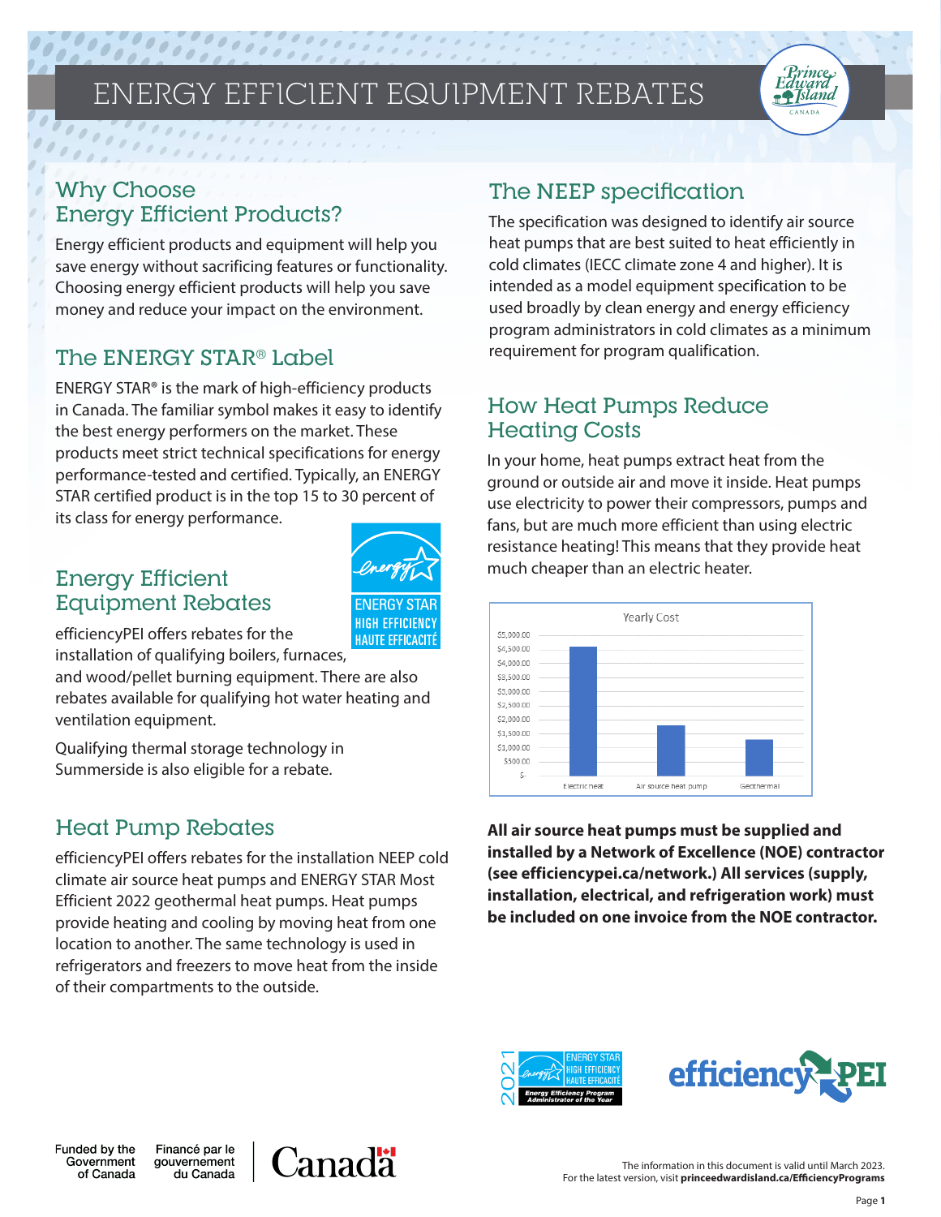# ENERGY EFFICIENT EQUIPMENT REBATES

## Why Choose Energy Efficient Products?

Energy efficient products and equipment will help you save energy without sacrificing features or functionality. Choosing energy efficient products will help you save money and reduce your impact on the environment.

## The ENERGY STAR® Label

ENERGY STAR® is the mark of high-efficiency products in Canada. The familiar symbol makes it easy to identify the best energy performers on the market. These products meet strict technical specifications for energy performance-tested and certified. Typically, an ENERGY STAR certified product is in the top 15 to 30 percent of its class for energy performance.

ENERGY STAR HIGH EFFICIENCY HAUTE EFFICACITÉ

## Energy Efficient Equipment Rebates

efficiencyPEI offers rebates for the installation of qualifying boilers, furnaces, and wood/pellet burning equipment. There are also rebates available for qualifying hot water heating and ventilation equipment.

Qualifying thermal storage technology in Summerside is also eligible for a rebate.

## Heat Pump Rebates

efficiencyPEI offers rebates for the installation NEEP cold climate air source heat pumps and ENERGY STAR Most Efficient 2022 geothermal heat pumps. Heat pumps provide heating and cooling by moving heat from one location to another. The same technology is used in refrigerators and freezers to move heat from the inside of their compartments to the outside.

## The NEEP specification

The specification was designed to identify air source heat pumps that are best suited to heat efficiently in cold climates (IECC climate zone 4 and higher). It is intended as a model equipment specification to be used broadly by clean energy and energy efficiency program administrators in cold climates as a minimum requirement for program qualification.

## How Heat Pumps Reduce Heating Costs

In your home, heat pumps extract heat from the ground or outside air and move it inside. Heat pumps use electricity to power their compressors, pumps and fans, but are much more efficient than using electric resistance heating! This means that they provide heat much cheaper than an electric heater.

Yearly Cost

| Category | Yearly Cost (approx.) |
|---|---|
| Electric heat | ~$4,600 |
| Air source heat pump | ~$1,800 |
| Geothermal | ~$1,300 |

**All air source heat pumps must be supplied and installed by a Network of Excellence (NOE) contractor (see efficiencypei.ca/network.) All services (supply, installation, electrical, and refrigeration work) must be included on one invoice from the NOE contractor.**

2021 ENERGY STAR HIGH EFFICIENCY HAUTE EFFICACITÉ Energy Efficiency Program Administrator of the Year

efficiencyPEI

Funded by the Government of Canada | Financé par le gouvernement du Canada | Canada

The information in this document is valid until March 2023.
For the latest version, visit **princeedwardisland.ca/EfficiencyPrograms**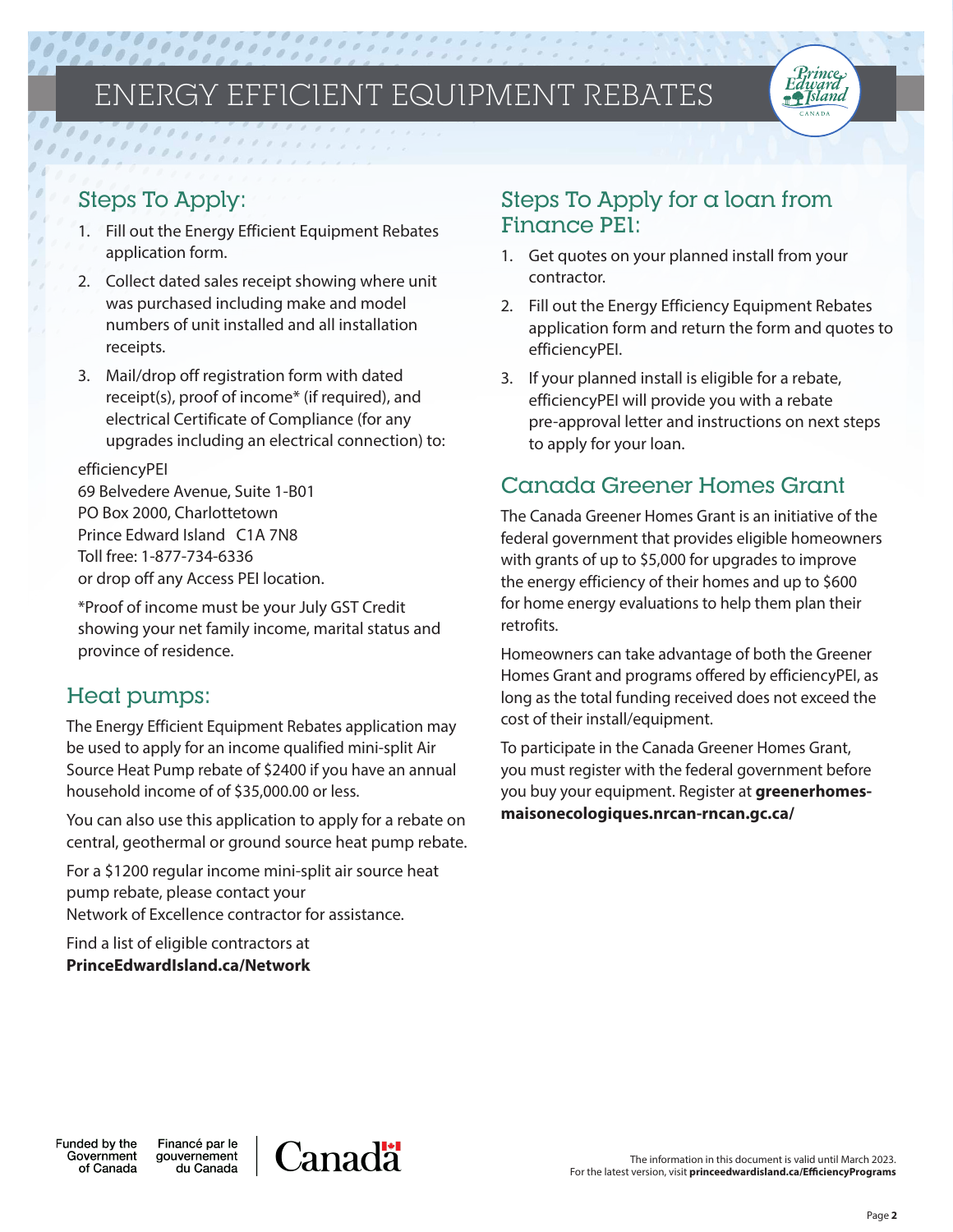# ENERGY EFFICIENT EQUIPMENT REBATES

## Steps To Apply:

1. Fill out the Energy Efficient Equipment Rebates application form.
2. Collect dated sales receipt showing where unit was purchased including make and model numbers of unit installed and all installation receipts.
3. Mail/drop off registration form with dated receipt(s), proof of income* (if required), and electrical Certificate of Compliance (for any upgrades including an electrical connection) to:

efficiencyPEI
69 Belvedere Avenue, Suite 1-B01
PO Box 2000, Charlottetown
Prince Edward Island C1A 7N8
Toll free: 1-877-734-6336
or drop off any Access PEI location.

*Proof of income must be your July GST Credit showing your net family income, marital status and province of residence.

## Heat pumps:

The Energy Efficient Equipment Rebates application may be used to apply for an income qualified mini-split Air Source Heat Pump rebate of $2400 if you have an annual household income of of $35,000.00 or less.

You can also use this application to apply for a rebate on central, geothermal or ground source heat pump rebate.

For a $1200 regular income mini-split air source heat pump rebate, please contact your Network of Excellence contractor for assistance.

Find a list of eligible contractors at **PrinceEdwardIsland.ca/Network**

## Steps To Apply for a loan from Finance PEI:

1. Get quotes on your planned install from your contractor.
2. Fill out the Energy Efficiency Equipment Rebates application form and return the form and quotes to efficiencyPEI.
3. If your planned install is eligible for a rebate, efficiencyPEI will provide you with a rebate pre-approval letter and instructions on next steps to apply for your loan.

## Canada Greener Homes Grant

The Canada Greener Homes Grant is an initiative of the federal government that provides eligible homeowners with grants of up to $5,000 for upgrades to improve the energy efficiency of their homes and up to $600 for home energy evaluations to help them plan their retrofits.

Homeowners can take advantage of both the Greener Homes Grant and programs offered by efficiencyPEI, as long as the total funding received does not exceed the cost of their install/equipment.

To participate in the Canada Greener Homes Grant, you must register with the federal government before you buy your equipment. Register at **greenerhomes-maisonecologiques.nrcan-rncan.gc.ca/**

Funded by the Government of Canada | Financé par le gouvernement du Canada | Canada

The information in this document is valid until March 2023.
For the latest version, visit **princeedwardisland.ca/EfficiencyPrograms**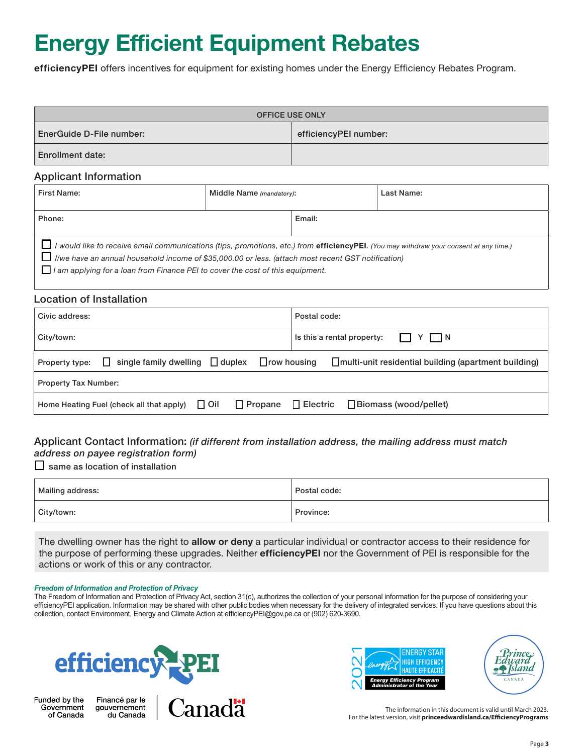# Energy Efficient Equipment Rebates

**efficiencyPEI** offers incentives for equipment for existing homes under the Energy Efficiency Rebates Program.

| OFFICE USE ONLY | |
|---|---|
| EnerGuide D-File number: | efficiencyPEI number: |
| Enrollment date: | |

## Applicant Information

| First Name: | Middle Name *(mandatory)*: | Last Name: |
|---|---|---|
| Phone: | Email: | |

- ☐ *I would like to receive email communications (tips, promotions, etc.) from* ***efficiencyPEI****.* *(You may withdraw your consent at any time.)*
- ☐ *I/we have an annual household income of $35,000.00 or less. (attach most recent GST notification)*
- ☐ *I am applying for a loan from Finance PEI to cover the cost of this equipment.*

## Location of Installation

| Civic address: | Postal code: |
|---|---|
| City/town: | Is this a rental property: ☐ Y ☐ N |
| Property type: ☐ single family dwelling ☐ duplex ☐ row housing ☐ multi-unit residential building (apartment building) | |
| Property Tax Number: | |
| Home Heating Fuel (check all that apply) ☐ Oil ☐ Propane ☐ Electric ☐ Biomass (wood/pellet) | |

## Applicant Contact Information: *(if different from installation address, the mailing address must match address on payee registration form)*

☐ same as location of installation

| Mailing address: | Postal code: |
|---|---|
| City/town: | Province: |

The dwelling owner has the right to **allow or deny** a particular individual or contractor access to their residence for the purpose of performing these upgrades. Neither **efficiencyPEI** nor the Government of PEI is responsible for the actions or work of this or any contractor.

***Freedom of Information and Protection of Privacy***

The Freedom of Information and Protection of Privacy Act, section 31(c), authorizes the collection of your personal information for the purpose of considering your efficiencyPEI application. Information may be shared with other public bodies when necessary for the delivery of integrated services. If you have questions about this collection, contact Environment, Energy and Climate Action at efficiencyPEI@gov.pe.ca or (902) 620-3690.

efficiencyPEI

Funded by the Government of Canada | Financé par le gouvernement du Canada | Canada

2021 ENERGY STAR HIGH EFFICIENCY HAUTE EFFICACITÉ Energy Efficiency Program Administrator of the Year

Prince Edward Island CANADA

The information in this document is valid until March 2023.
For the latest version, visit **princeedwardisland.ca/EfficiencyPrograms**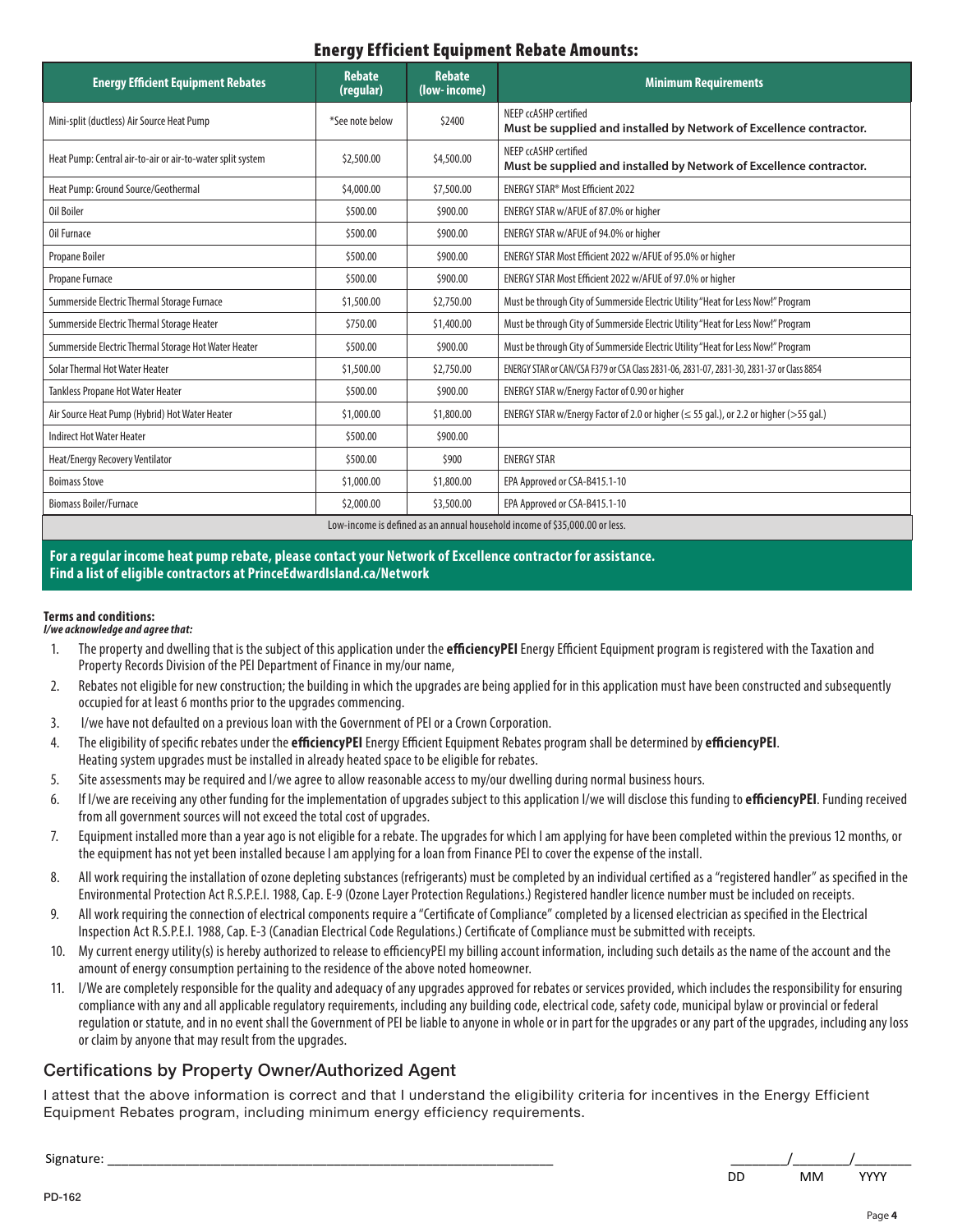## Energy Efficient Equipment Rebate Amounts:

| Energy Efficient Equipment Rebates | Rebate (regular) | Rebate (low- income) | Minimum Requirements |
|---|---|---|---|
| Mini-split (ductless) Air Source Heat Pump | *See note below | $2400 | NEEP ccASHP certified **Must be supplied and installed by Network of Excellence contractor.** |
| Heat Pump: Central air-to-air or air-to-water split system | $2,500.00 | $4,500.00 | NEEP ccASHP certified **Must be supplied and installed by Network of Excellence contractor.** |
| Heat Pump: Ground Source/Geothermal | $4,000.00 | $7,500.00 | ENERGY STAR® Most Efficient 2022 |
| Oil Boiler | $500.00 | $900.00 | ENERGY STAR w/AFUE of 87.0% or higher |
| Oil Furnace | $500.00 | $900.00 | ENERGY STAR w/AFUE of 94.0% or higher |
| Propane Boiler | $500.00 | $900.00 | ENERGY STAR Most Efficient 2022 w/AFUE of 95.0% or higher |
| Propane Furnace | $500.00 | $900.00 | ENERGY STAR Most Efficient 2022 w/AFUE of 97.0% or higher |
| Summerside Electric Thermal Storage Furnace | $1,500.00 | $2,750.00 | Must be through City of Summerside Electric Utility "Heat for Less Now!" Program |
| Summerside Electric Thermal Storage Heater | $750.00 | $1,400.00 | Must be through City of Summerside Electric Utility "Heat for Less Now!" Program |
| Summerside Electric Thermal Storage Hot Water Heater | $500.00 | $900.00 | Must be through City of Summerside Electric Utility "Heat for Less Now!" Program |
| Solar Thermal Hot Water Heater | $1,500.00 | $2,750.00 | ENERGY STAR or CAN/CSA F379 or CSA Class 2831-06, 2831-07, 2831-30, 2831-37 or Class 8854 |
| Tankless Propane Hot Water Heater | $500.00 | $900.00 | ENERGY STAR w/Energy Factor of 0.90 or higher |
| Air Source Heat Pump (Hybrid) Hot Water Heater | $1,000.00 | $1,800.00 | ENERGY STAR w/Energy Factor of 2.0 or higher (≤ 55 gal.), or 2.2 or higher (>55 gal.) |
| Indirect Hot Water Heater | $500.00 | $900.00 | |
| Heat/Energy Recovery Ventilator | $500.00 | $900 | ENERGY STAR |
| Boimass Stove | $1,000.00 | $1,800.00 | EPA Approved or CSA-B415.1-10 |
| Biomass Boiler/Furnace | $2,000.00 | $3,500.00 | EPA Approved or CSA-B415.1-10 |

Low-income is defined as an annual household income of $35,000.00 or less.

**For a regular income heat pump rebate, please contact your Network of Excellence contractor for assistance.**
**Find a list of eligible contractors at PrinceEdwardIsland.ca/Network**

**Terms and conditions:**
***I/we acknowledge and agree that:***

1. The property and dwelling that is the subject of this application under the **efficiencyPEI** Energy Efficient Equipment program is registered with the Taxation and Property Records Division of the PEI Department of Finance in my/our name,
2. Rebates not eligible for new construction; the building in which the upgrades are being applied for in this application must have been constructed and subsequently occupied for at least 6 months prior to the upgrades commencing.
3. I/we have not defaulted on a previous loan with the Government of PEI or a Crown Corporation.
4. The eligibility of specific rebates under the **efficiencyPEI** Energy Efficient Equipment Rebates program shall be determined by **efficiencyPEI**. Heating system upgrades must be installed in already heated space to be eligible for rebates.
5. Site assessments may be required and I/we agree to allow reasonable access to my/our dwelling during normal business hours.
6. If I/we are receiving any other funding for the implementation of upgrades subject to this application I/we will disclose this funding to **efficiencyPEI**. Funding received from all government sources will not exceed the total cost of upgrades.
7. Equipment installed more than a year ago is not eligible for a rebate. The upgrades for which I am applying for have been completed within the previous 12 months, or the equipment has not yet been installed because I am applying for a loan from Finance PEI to cover the expense of the install.
8. All work requiring the installation of ozone depleting substances (refrigerants) must be completed by an individual certified as a "registered handler" as specified in the Environmental Protection Act R.S.P.E.I. 1988, Cap. E-9 (Ozone Layer Protection Regulations.) Registered handler licence number must be included on receipts.
9. All work requiring the connection of electrical components require a "Certificate of Compliance" completed by a licensed electrician as specified in the Electrical Inspection Act R.S.P.E.I. 1988, Cap. E-3 (Canadian Electrical Code Regulations.) Certificate of Compliance must be submitted with receipts.
10. My current energy utility(s) is hereby authorized to release to efficiencyPEI my billing account information, including such details as the name of the account and the amount of energy consumption pertaining to the residence of the above noted homeowner.
11. I/We are completely responsible for the quality and adequacy of any upgrades approved for rebates or services provided, which includes the responsibility for ensuring compliance with any and all applicable regulatory requirements, including any building code, electrical code, safety code, municipal bylaw or provincial or federal regulation or statute, and in no event shall the Government of PEI be liable to anyone in whole or in part for the upgrades or any part of the upgrades, including any loss or claim by anyone that may result from the upgrades.

## Certifications by Property Owner/Authorized Agent

I attest that the above information is correct and that I understand the eligibility criteria for incentives in the Energy Efficient Equipment Rebates program, including minimum energy efficiency requirements.

Signature: ______________________________________________ ________/________/________
DD MM YYYY

PD-162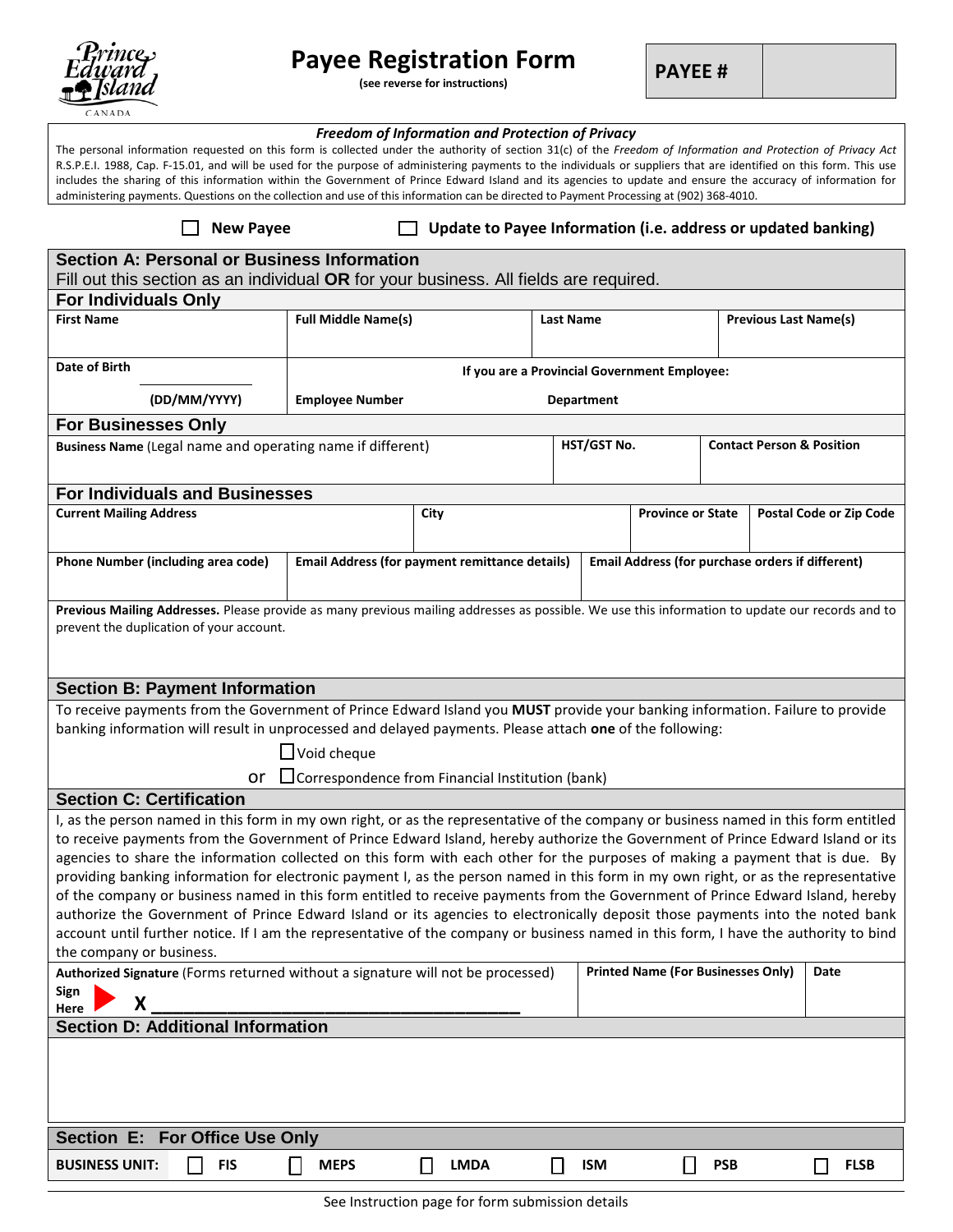# Payee Registration Form

**(see reverse for instructions)**

| **PAYEE #** | |
|---|---|

***Freedom of Information and Protection of Privacy***

The personal information requested on this form is collected under the authority of section 31(c) of the *Freedom of Information and Protection of Privacy Act* R.S.P.E.I. 1988, Cap. F-15.01, and will be used for the purpose of administering payments to the individuals or suppliers that are identified on this form. This use includes the sharing of this information within the Government of Prince Edward Island and its agencies to update and ensure the accuracy of information for administering payments. Questions on the collection and use of this information can be directed to Payment Processing at (902) 368-4010.

☐ **New Payee** ☐ **Update to Payee Information (i.e. address or updated banking)**

## Section A: Personal or Business Information

Fill out this section as an individual **OR** for your business. All fields are required.

### For Individuals Only

| **First Name** | **Full Middle Name(s)** | **Last Name** | **Previous Last Name(s)** |
|---|---|---|---|
| | | | |

| **Date of Birth** | **If you are a Provincial Government Employee:** | |
|---|---|---|
| **(DD/MM/YYYY)** | **Employee Number** | **Department** |

### For Businesses Only

| **Business Name** (Legal name and operating name if different) | **HST/GST No.** | **Contact Person & Position** |
|---|---|---|
| | | |

### For Individuals and Businesses

| **Current Mailing Address** | **City** | **Province or State** | **Postal Code or Zip Code** |
|---|---|---|---|
| | | | |

| **Phone Number (including area code)** | **Email Address (for payment remittance details)** | **Email Address (for purchase orders if different)** |
|---|---|---|
| | | |

**Previous Mailing Addresses.** Please provide as many previous mailing addresses as possible. We use this information to update our records and to prevent the duplication of your account.

## Section B: Payment Information

To receive payments from the Government of Prince Edward Island you **MUST** provide your banking information. Failure to provide banking information will result in unprocessed and delayed payments. Please attach **one** of the following:

☐ Void cheque

or ☐ Correspondence from Financial Institution (bank)

## Section C: Certification

I, as the person named in this form in my own right, or as the representative of the company or business named in this form entitled to receive payments from the Government of Prince Edward Island, hereby authorize the Government of Prince Edward Island or its agencies to share the information collected on this form with each other for the purposes of making a payment that is due. By providing banking information for electronic payment I, as the person named in this form in my own right, or as the representative of the company or business named in this form entitled to receive payments from the Government of Prince Edward Island, hereby authorize the Government of Prince Edward Island or its agencies to electronically deposit those payments into the noted bank account until further notice. If I am the representative of the company or business named in this form, I have the authority to bind the company or business.

| **Authorized Signature** (Forms returned without a signature will not be processed) | **Printed Name (For Businesses Only)** | **Date** |
|---|---|---|
| Sign Here ▶ X ______________________________ | | |

## Section D: Additional Information

## Section E: For Office Use Only

**BUSINESS UNIT:** ☐ **FIS** ☐ **MEPS** ☐ **LMDA** ☐ **ISM** ☐ **PSB** ☐ **FLSB**

See Instruction page for form submission details